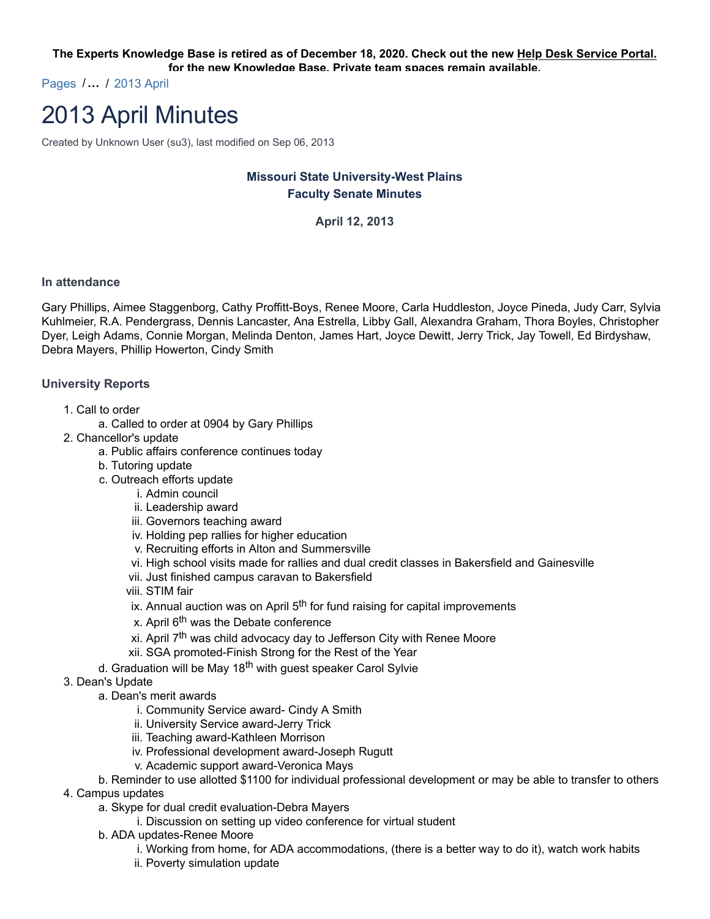**The Experts Knowledge Base is retired as of December 18, 2020. Check out the new Help Desk Service Portal. for the new Knowledge Base. Private team spaces remain available.**

Pages / … / 2013 April

# 2013 April Minutes

Created by Unknown User (su3), last modified on Sep 06, 2013

**Missouri State University-West Plains**
**Faculty Senate Minutes**

**April 12, 2013**

### In attendance

Gary Phillips, Aimee Staggenborg, Cathy Proffitt-Boys, Renee Moore, Carla Huddleston, Joyce Pineda, Judy Carr, Sylvia Kuhlmeier, R.A. Pendergrass, Dennis Lancaster, Ana Estrella, Libby Gall, Alexandra Graham, Thora Boyles, Christopher Dyer, Leigh Adams, Connie Morgan, Melinda Denton, James Hart, Joyce Dewitt, Jerry Trick, Jay Towell, Ed Birdyshaw, Debra Mayers, Phillip Howerton, Cindy Smith

### University Reports

1. Call to order
    a. Called to order at 0904 by Gary Phillips
2. Chancellor's update
    a. Public affairs conference continues today
    b. Tutoring update
    c. Outreach efforts update
        i. Admin council
        ii. Leadership award
        iii. Governors teaching award
        iv. Holding pep rallies for higher education
        v. Recruiting efforts in Alton and Summersville
        vi. High school visits made for rallies and dual credit classes in Bakersfield and Gainesville
        vii. Just finished campus caravan to Bakersfield
        viii. STIM fair
        ix. Annual auction was on April 5th for fund raising for capital improvements
        x. April 6th was the Debate conference
        xi. April 7th was child advocacy day to Jefferson City with Renee Moore
        xii. SGA promoted-Finish Strong for the Rest of the Year
    d. Graduation will be May 18th with guest speaker Carol Sylvie
3. Dean's Update
    a. Dean's merit awards
        i. Community Service award- Cindy A Smith
        ii. University Service award-Jerry Trick
        iii. Teaching award-Kathleen Morrison
        iv. Professional development award-Joseph Rugutt
        v. Academic support award-Veronica Mays
    b. Reminder to use allotted $1100 for individual professional development or may be able to transfer to others
4. Campus updates
    a. Skype for dual credit evaluation-Debra Mayers
        i. Discussion on setting up video conference for virtual student
    b. ADA updates-Renee Moore
        i. Working from home, for ADA accommodations, (there is a better way to do it), watch work habits
        ii. Poverty simulation update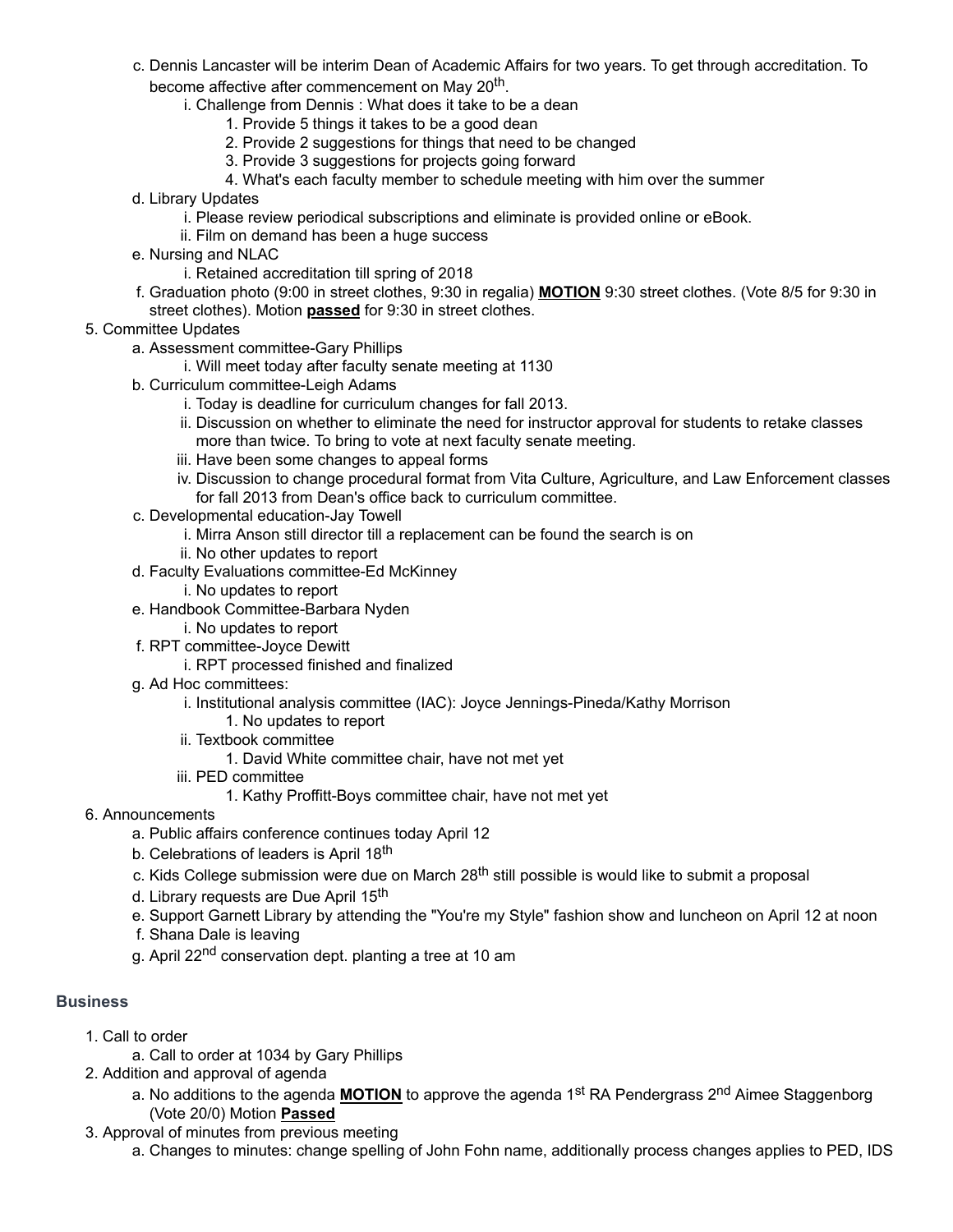c. Dennis Lancaster will be interim Dean of Academic Affairs for two years. To get through accreditation. To become affective after commencement on May 20th.
   i. Challenge from Dennis : What does it take to be a dean
      1. Provide 5 things it takes to be a good dean
      2. Provide 2 suggestions for things that need to be changed
      3. Provide 3 suggestions for projects going forward
      4. What's each faculty member to schedule meeting with him over the summer

d. Library Updates
   i. Please review periodical subscriptions and eliminate is provided online or eBook.
   ii. Film on demand has been a huge success

e. Nursing and NLAC
   i. Retained accreditation till spring of 2018

f. Graduation photo (9:00 in street clothes, 9:30 in regalia) **MOTION** 9:30 street clothes. (Vote 8/5 for 9:30 in street clothes). Motion **passed** for 9:30 in street clothes.

5. Committee Updates
   a. Assessment committee-Gary Phillips
      i. Will meet today after faculty senate meeting at 1130
   b. Curriculum committee-Leigh Adams
      i. Today is deadline for curriculum changes for fall 2013.
      ii. Discussion on whether to eliminate the need for instructor approval for students to retake classes more than twice. To bring to vote at next faculty senate meeting.
      iii. Have been some changes to appeal forms
      iv. Discussion to change procedural format from Vita Culture, Agriculture, and Law Enforcement classes for fall 2013 from Dean's office back to curriculum committee.
   c. Developmental education-Jay Towell
      i. Mirra Anson still director till a replacement can be found the search is on
      ii. No other updates to report
   d. Faculty Evaluations committee-Ed McKinney
      i. No updates to report
   e. Handbook Committee-Barbara Nyden
      i. No updates to report
   f. RPT committee-Joyce Dewitt
      i. RPT processed finished and finalized
   g. Ad Hoc committees:
      i. Institutional analysis committee (IAC): Joyce Jennings-Pineda/Kathy Morrison
         1. No updates to report
      ii. Textbook committee
         1. David White committee chair, have not met yet
      iii. PED committee
         1. Kathy Proffitt-Boys committee chair, have not met yet

6. Announcements
   a. Public affairs conference continues today April 12
   b. Celebrations of leaders is April 18th
   c. Kids College submission were due on March 28th still possible is would like to submit a proposal
   d. Library requests are Due April 15th
   e. Support Garnett Library by attending the "You're my Style" fashion show and luncheon on April 12 at noon
   f. Shana Dale is leaving
   g. April 22nd conservation dept. planting a tree at 10 am

### Business

1. Call to order
   a. Call to order at 1034 by Gary Phillips
2. Addition and approval of agenda
   a. No additions to the agenda **MOTION** to approve the agenda 1st RA Pendergrass 2nd Aimee Staggenborg (Vote 20/0) Motion **Passed**
3. Approval of minutes from previous meeting
   a. Changes to minutes: change spelling of John Fohn name, additionally process changes applies to PED, IDS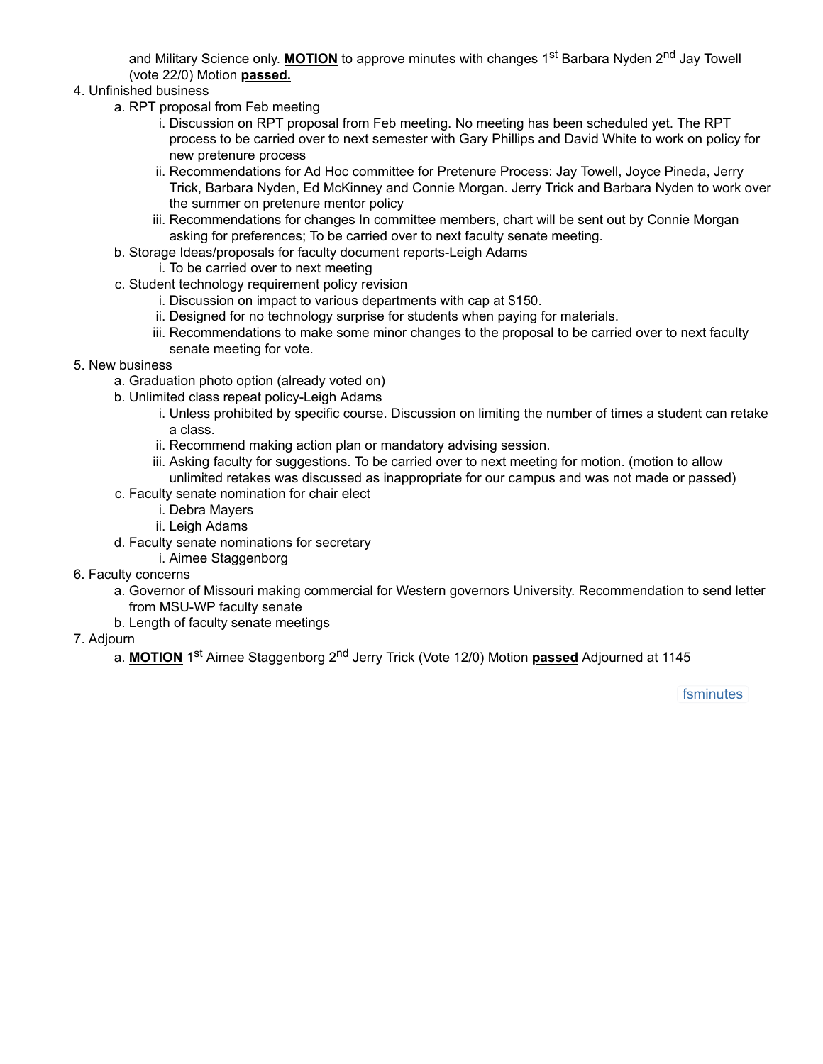and Military Science only. **<u>MOTION</u>** to approve minutes with changes 1st Barbara Nyden 2nd Jay Towell (vote 22/0) Motion **<u>passed.</u>**

4. Unfinished business
    a. RPT proposal from Feb meeting
        i. Discussion on RPT proposal from Feb meeting. No meeting has been scheduled yet. The RPT process to be carried over to next semester with Gary Phillips and David White to work on policy for new pretenure process
        ii. Recommendations for Ad Hoc committee for Pretenure Process: Jay Towell, Joyce Pineda, Jerry Trick, Barbara Nyden, Ed McKinney and Connie Morgan. Jerry Trick and Barbara Nyden to work over the summer on pretenure mentor policy
        iii. Recommendations for changes In committee members, chart will be sent out by Connie Morgan asking for preferences; To be carried over to next faculty senate meeting.
    b. Storage Ideas/proposals for faculty document reports-Leigh Adams
        i. To be carried over to next meeting
    c. Student technology requirement policy revision
        i. Discussion on impact to various departments with cap at $150.
        ii. Designed for no technology surprise for students when paying for materials.
        iii. Recommendations to make some minor changes to the proposal to be carried over to next faculty senate meeting for vote.
5. New business
    a. Graduation photo option (already voted on)
    b. Unlimited class repeat policy-Leigh Adams
        i. Unless prohibited by specific course. Discussion on limiting the number of times a student can retake a class.
        ii. Recommend making action plan or mandatory advising session.
        iii. Asking faculty for suggestions. To be carried over to next meeting for motion. (motion to allow unlimited retakes was discussed as inappropriate for our campus and was not made or passed)
    c. Faculty senate nomination for chair elect
        i. Debra Mayers
        ii. Leigh Adams
    d. Faculty senate nominations for secretary
        i. Aimee Staggenborg
6. Faculty concerns
    a. Governor of Missouri making commercial for Western governors University. Recommendation to send letter from MSU-WP faculty senate
    b. Length of faculty senate meetings
7. Adjourn
    a. **<u>MOTION</u>** 1st Aimee Staggenborg 2nd Jerry Trick (Vote 12/0) Motion **<u>passed</u>** Adjourned at 1145

fsminutes